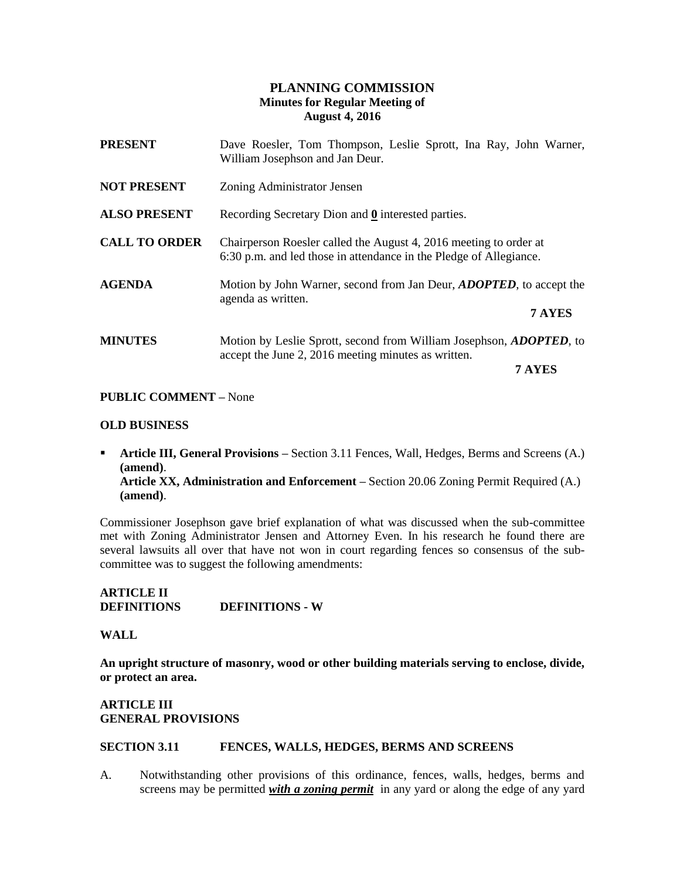# PLANNING COMMISSION

**Minutes for Regular Meeting of August 4, 2016**

**PRESENT** Dave Roesler, Tom Thompson, Leslie Sprott, Ina Ray, John Warner, William Josephson and Jan Deur.

**NOT PRESENT** Zoning Administrator Jensen

**ALSO PRESENT** Recording Secretary Dion and **0** interested parties.

**CALL TO ORDER** Chairperson Roesler called the August 4, 2016 meeting to order at 6:30 p.m. and led those in attendance in the Pledge of Allegiance.

**AGENDA** Motion by John Warner, second from Jan Deur, ***ADOPTED***, to accept the agenda as written.

**7 AYES**

**MINUTES** Motion by Leslie Sprott, second from William Josephson, ***ADOPTED***, to accept the June 2, 2016 meeting minutes as written.

**7 AYES**

**PUBLIC COMMENT** – None

**OLD BUSINESS**

- **Article III, General Provisions** – Section 3.11 Fences, Wall, Hedges, Berms and Screens (A.) **(amend)**.
  **Article XX, Administration and Enforcement** – Section 20.06 Zoning Permit Required (A.) **(amend)**.

Commissioner Josephson gave brief explanation of what was discussed when the sub-committee met with Zoning Administrator Jensen and Attorney Even. In his research he found there are several lawsuits all over that have not won in court regarding fences so consensus of the sub-committee was to suggest the following amendments:

**ARTICLE II**
**DEFINITIONS** **DEFINITIONS - W**

**WALL**

**An upright structure of masonry, wood or other building materials serving to enclose, divide, or protect an area.**

**ARTICLE III**
**GENERAL PROVISIONS**

**SECTION 3.11 FENCES, WALLS, HEDGES, BERMS AND SCREENS**

A. Notwithstanding other provisions of this ordinance, fences, walls, hedges, berms and screens may be permitted ***with a zoning permit*** in any yard or along the edge of any yard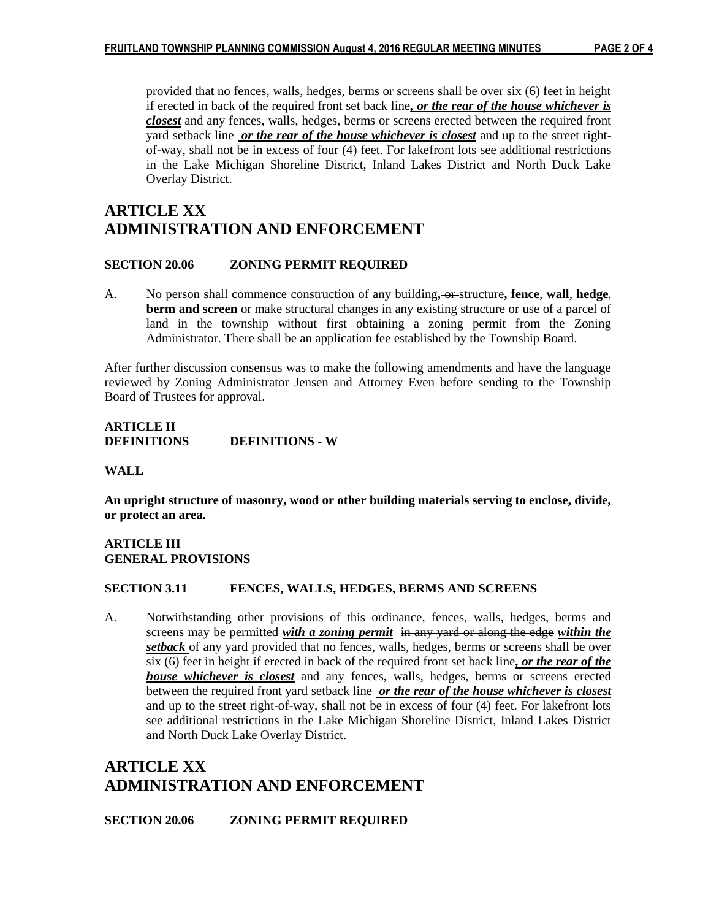provided that no fences, walls, hedges, berms or screens shall be over six (6) feet in height if erected in back of the required front set back line***, or the rear of the house whichever is closest*** and any fences, walls, hedges, berms or screens erected between the required front yard setback line ***or the rear of the house whichever is closest*** and up to the street right-of-way, shall not be in excess of four (4) feet. For lakefront lots see additional restrictions in the Lake Michigan Shoreline District, Inland Lakes District and North Duck Lake Overlay District.

# ARTICLE XX
# ADMINISTRATION AND ENFORCEMENT

**SECTION 20.06 ZONING PERMIT REQUIRED**

A. No person shall commence construction of any building~~, or~~ structure**, fence**, **wall**, **hedge**, **berm and screen** or make structural changes in any existing structure or use of a parcel of land in the township without first obtaining a zoning permit from the Zoning Administrator. There shall be an application fee established by the Township Board.

After further discussion consensus was to make the following amendments and have the language reviewed by Zoning Administrator Jensen and Attorney Even before sending to the Township Board of Trustees for approval.

**ARTICLE II**
**DEFINITIONS DEFINITIONS - W**

**WALL**

**An upright structure of masonry, wood or other building materials serving to enclose, divide, or protect an area.**

**ARTICLE III**
**GENERAL PROVISIONS**

**SECTION 3.11 FENCES, WALLS, HEDGES, BERMS AND SCREENS**

A. Notwithstanding other provisions of this ordinance, fences, walls, hedges, berms and screens may be permitted ***with a zoning permit*** ~~in any yard or along the edge~~ ***within the setback*** of any yard provided that no fences, walls, hedges, berms or screens shall be over six (6) feet in height if erected in back of the required front set back line***, or the rear of the house whichever is closest*** and any fences, walls, hedges, berms or screens erected between the required front yard setback line ***or the rear of the house whichever is closest*** and up to the street right-of-way, shall not be in excess of four (4) feet. For lakefront lots see additional restrictions in the Lake Michigan Shoreline District, Inland Lakes District and North Duck Lake Overlay District.

# ARTICLE XX
# ADMINISTRATION AND ENFORCEMENT

**SECTION 20.06 ZONING PERMIT REQUIRED**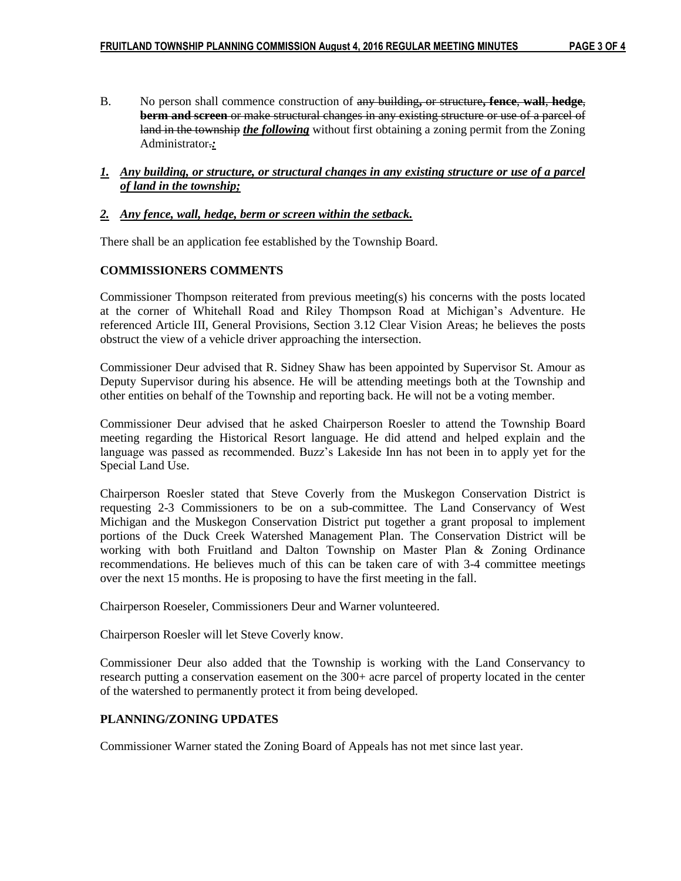B. No person shall commence construction of ~~any building, or structure~~**, fence**, **wall**, **hedge**, **berm and screen** ~~or make structural changes in any existing structure or use of a parcel of land in the township~~ ***the following*** without first obtaining a zoning permit from the Zoning Administrator~~.~~***:***

***1. Any building, or structure, or structural changes in any existing structure or use of a parcel of land in the township;***

***2. Any fence, wall, hedge, berm or screen within the setback.***

There shall be an application fee established by the Township Board.

## COMMISSIONERS COMMENTS

Commissioner Thompson reiterated from previous meeting(s) his concerns with the posts located at the corner of Whitehall Road and Riley Thompson Road at Michigan's Adventure. He referenced Article III, General Provisions, Section 3.12 Clear Vision Areas; he believes the posts obstruct the view of a vehicle driver approaching the intersection.

Commissioner Deur advised that R. Sidney Shaw has been appointed by Supervisor St. Amour as Deputy Supervisor during his absence. He will be attending meetings both at the Township and other entities on behalf of the Township and reporting back. He will not be a voting member.

Commissioner Deur advised that he asked Chairperson Roesler to attend the Township Board meeting regarding the Historical Resort language. He did attend and helped explain and the language was passed as recommended. Buzz's Lakeside Inn has not been in to apply yet for the Special Land Use.

Chairperson Roesler stated that Steve Coverly from the Muskegon Conservation District is requesting 2-3 Commissioners to be on a sub-committee. The Land Conservancy of West Michigan and the Muskegon Conservation District put together a grant proposal to implement portions of the Duck Creek Watershed Management Plan. The Conservation District will be working with both Fruitland and Dalton Township on Master Plan & Zoning Ordinance recommendations. He believes much of this can be taken care of with 3-4 committee meetings over the next 15 months. He is proposing to have the first meeting in the fall.

Chairperson Roeseler, Commissioners Deur and Warner volunteered.

Chairperson Roesler will let Steve Coverly know.

Commissioner Deur also added that the Township is working with the Land Conservancy to research putting a conservation easement on the 300+ acre parcel of property located in the center of the watershed to permanently protect it from being developed.

## PLANNING/ZONING UPDATES

Commissioner Warner stated the Zoning Board of Appeals has not met since last year.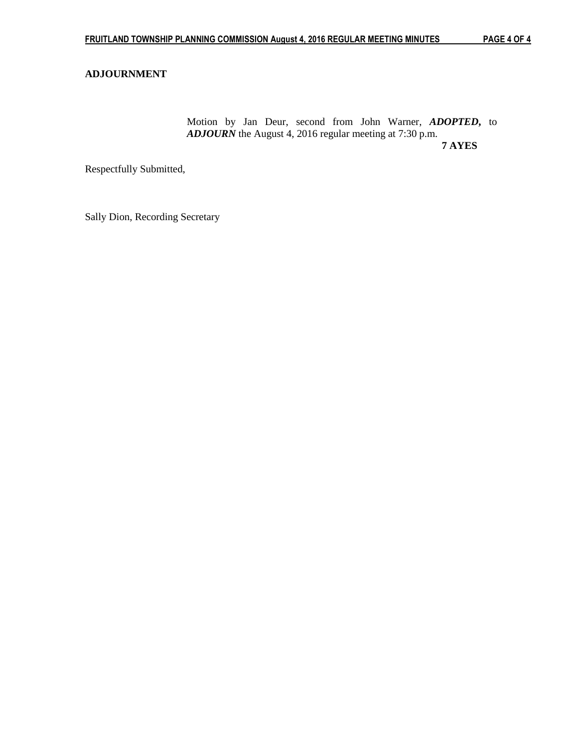**ADJOURNMENT**

Motion by Jan Deur, second from John Warner, ***ADOPTED***, to ***ADJOURN*** the August 4, 2016 regular meeting at 7:30 p.m.

**7 AYES**

Respectfully Submitted,

Sally Dion, Recording Secretary